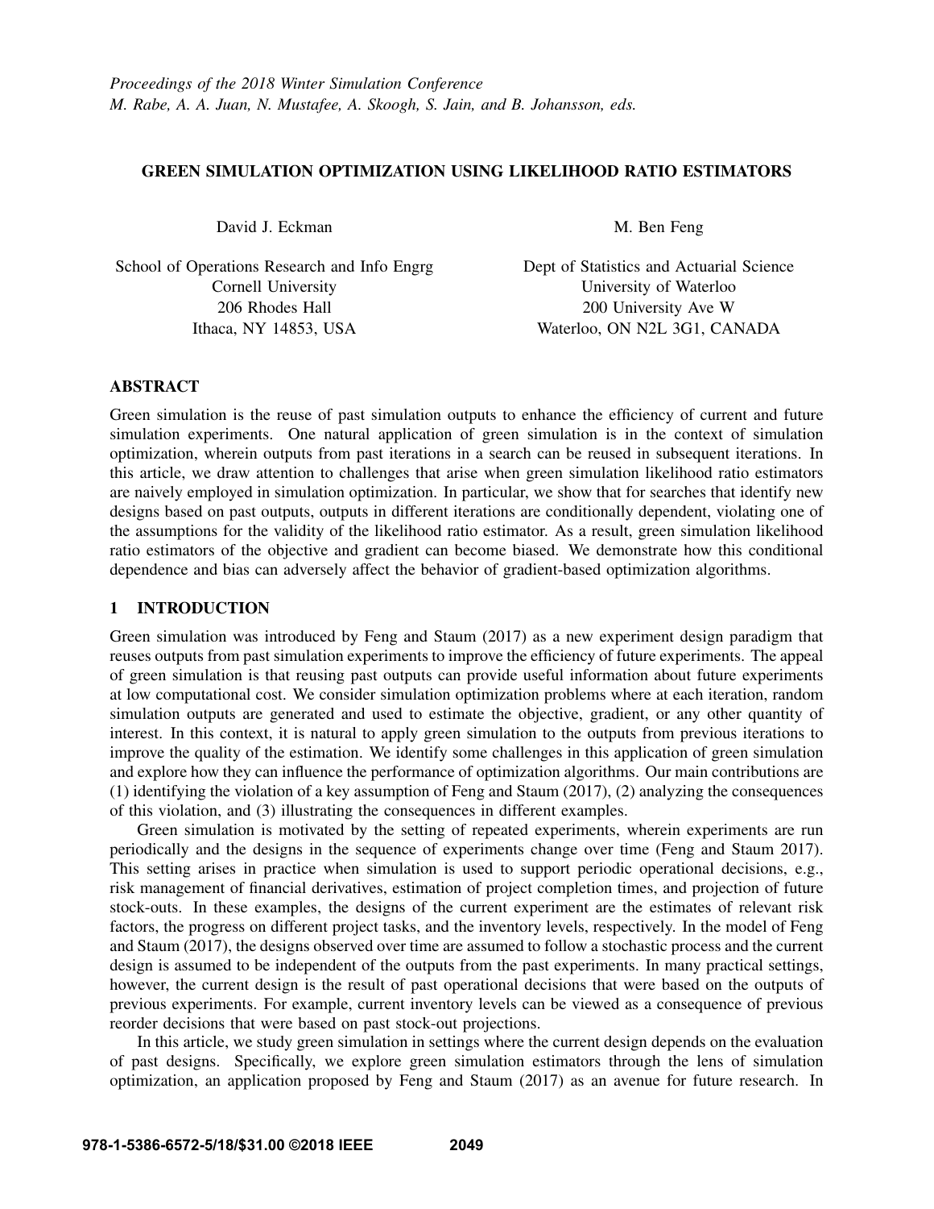*Proceedings of the 2018 Winter Simulation Conference*
*M. Rabe, A. A. Juan, N. Mustafee, A. Skoogh, S. Jain, and B. Johansson, eds.*

# GREEN SIMULATION OPTIMIZATION USING LIKELIHOOD RATIO ESTIMATORS

David J. Eckman

School of Operations Research and Info Engrg
Cornell University
206 Rhodes Hall
Ithaca, NY 14853, USA

M. Ben Feng

Dept of Statistics and Actuarial Science
University of Waterloo
200 University Ave W
Waterloo, ON N2L 3G1, CANADA

## ABSTRACT

Green simulation is the reuse of past simulation outputs to enhance the efficiency of current and future simulation experiments. One natural application of green simulation is in the context of simulation optimization, wherein outputs from past iterations in a search can be reused in subsequent iterations. In this article, we draw attention to challenges that arise when green simulation likelihood ratio estimators are naively employed in simulation optimization. In particular, we show that for searches that identify new designs based on past outputs, outputs in different iterations are conditionally dependent, violating one of the assumptions for the validity of the likelihood ratio estimator. As a result, green simulation likelihood ratio estimators of the objective and gradient can become biased. We demonstrate how this conditional dependence and bias can adversely affect the behavior of gradient-based optimization algorithms.

## 1 INTRODUCTION

Green simulation was introduced by Feng and Staum (2017) as a new experiment design paradigm that reuses outputs from past simulation experiments to improve the efficiency of future experiments. The appeal of green simulation is that reusing past outputs can provide useful information about future experiments at low computational cost. We consider simulation optimization problems where at each iteration, random simulation outputs are generated and used to estimate the objective, gradient, or any other quantity of interest. In this context, it is natural to apply green simulation to the outputs from previous iterations to improve the quality of the estimation. We identify some challenges in this application of green simulation and explore how they can influence the performance of optimization algorithms. Our main contributions are (1) identifying the violation of a key assumption of Feng and Staum (2017), (2) analyzing the consequences of this violation, and (3) illustrating the consequences in different examples.

Green simulation is motivated by the setting of repeated experiments, wherein experiments are run periodically and the designs in the sequence of experiments change over time (Feng and Staum 2017). This setting arises in practice when simulation is used to support periodic operational decisions, e.g., risk management of financial derivatives, estimation of project completion times, and projection of future stock-outs. In these examples, the designs of the current experiment are the estimates of relevant risk factors, the progress on different project tasks, and the inventory levels, respectively. In the model of Feng and Staum (2017), the designs observed over time are assumed to follow a stochastic process and the current design is assumed to be independent of the outputs from the past experiments. In many practical settings, however, the current design is the result of past operational decisions that were based on the outputs of previous experiments. For example, current inventory levels can be viewed as a consequence of previous reorder decisions that were based on past stock-out projections.

In this article, we study green simulation in settings where the current design depends on the evaluation of past designs. Specifically, we explore green simulation estimators through the lens of simulation optimization, an application proposed by Feng and Staum (2017) as an avenue for future research. In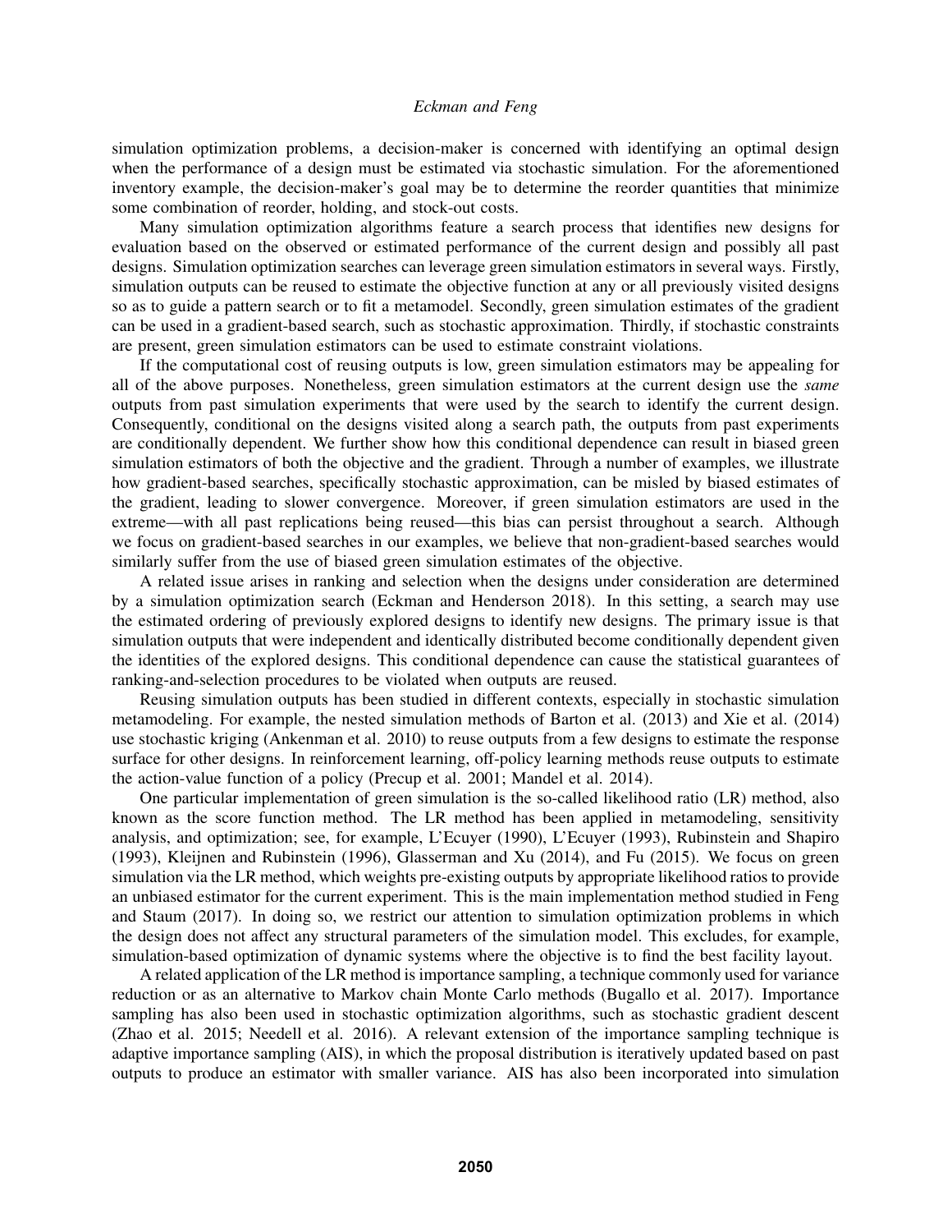simulation optimization problems, a decision-maker is concerned with identifying an optimal design when the performance of a design must be estimated via stochastic simulation. For the aforementioned inventory example, the decision-maker's goal may be to determine the reorder quantities that minimize some combination of reorder, holding, and stock-out costs.

Many simulation optimization algorithms feature a search process that identifies new designs for evaluation based on the observed or estimated performance of the current design and possibly all past designs. Simulation optimization searches can leverage green simulation estimators in several ways. Firstly, simulation outputs can be reused to estimate the objective function at any or all previously visited designs so as to guide a pattern search or to fit a metamodel. Secondly, green simulation estimates of the gradient can be used in a gradient-based search, such as stochastic approximation. Thirdly, if stochastic constraints are present, green simulation estimators can be used to estimate constraint violations.

If the computational cost of reusing outputs is low, green simulation estimators may be appealing for all of the above purposes. Nonetheless, green simulation estimators at the current design use the *same* outputs from past simulation experiments that were used by the search to identify the current design. Consequently, conditional on the designs visited along a search path, the outputs from past experiments are conditionally dependent. We further show how this conditional dependence can result in biased green simulation estimators of both the objective and the gradient. Through a number of examples, we illustrate how gradient-based searches, specifically stochastic approximation, can be misled by biased estimates of the gradient, leading to slower convergence. Moreover, if green simulation estimators are used in the extreme—with all past replications being reused—this bias can persist throughout a search. Although we focus on gradient-based searches in our examples, we believe that non-gradient-based searches would similarly suffer from the use of biased green simulation estimates of the objective.

A related issue arises in ranking and selection when the designs under consideration are determined by a simulation optimization search (Eckman and Henderson 2018). In this setting, a search may use the estimated ordering of previously explored designs to identify new designs. The primary issue is that simulation outputs that were independent and identically distributed become conditionally dependent given the identities of the explored designs. This conditional dependence can cause the statistical guarantees of ranking-and-selection procedures to be violated when outputs are reused.

Reusing simulation outputs has been studied in different contexts, especially in stochastic simulation metamodeling. For example, the nested simulation methods of Barton et al. (2013) and Xie et al. (2014) use stochastic kriging (Ankenman et al. 2010) to reuse outputs from a few designs to estimate the response surface for other designs. In reinforcement learning, off-policy learning methods reuse outputs to estimate the action-value function of a policy (Precup et al. 2001; Mandel et al. 2014).

One particular implementation of green simulation is the so-called likelihood ratio (LR) method, also known as the score function method. The LR method has been applied in metamodeling, sensitivity analysis, and optimization; see, for example, L'Ecuyer (1990), L'Ecuyer (1993), Rubinstein and Shapiro (1993), Kleijnen and Rubinstein (1996), Glasserman and Xu (2014), and Fu (2015). We focus on green simulation via the LR method, which weights pre-existing outputs by appropriate likelihood ratios to provide an unbiased estimator for the current experiment. This is the main implementation method studied in Feng and Staum (2017). In doing so, we restrict our attention to simulation optimization problems in which the design does not affect any structural parameters of the simulation model. This excludes, for example, simulation-based optimization of dynamic systems where the objective is to find the best facility layout.

A related application of the LR method is importance sampling, a technique commonly used for variance reduction or as an alternative to Markov chain Monte Carlo methods (Bugallo et al. 2017). Importance sampling has also been used in stochastic optimization algorithms, such as stochastic gradient descent (Zhao et al. 2015; Needell et al. 2016). A relevant extension of the importance sampling technique is adaptive importance sampling (AIS), in which the proposal distribution is iteratively updated based on past outputs to produce an estimator with smaller variance. AIS has also been incorporated into simulation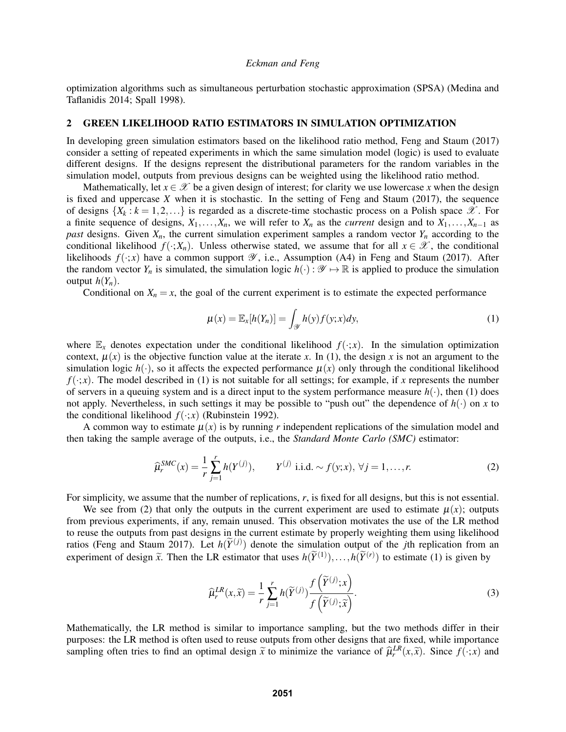optimization algorithms such as simultaneous perturbation stochastic approximation (SPSA) (Medina and Taflanidis 2014; Spall 1998).

## 2 GREEN LIKELIHOOD RATIO ESTIMATORS IN SIMULATION OPTIMIZATION

In developing green simulation estimators based on the likelihood ratio method, Feng and Staum (2017) consider a setting of repeated experiments in which the same simulation model (logic) is used to evaluate different designs. If the designs represent the distributional parameters for the random variables in the simulation model, outputs from previous designs can be weighted using the likelihood ratio method.

Mathematically, let $x \in \mathscr{X}$ be a given design of interest; for clarity we use lowercase $x$ when the design is fixed and uppercase $X$ when it is stochastic. In the setting of Feng and Staum (2017), the sequence of designs $\{X_k : k = 1, 2, \ldots\}$ is regarded as a discrete-time stochastic process on a Polish space $\mathscr{X}$. For a finite sequence of designs, $X_1, \ldots, X_n$, we will refer to $X_n$ as the *current* design and to $X_1, \ldots, X_{n-1}$ as *past* designs. Given $X_n$, the current simulation experiment samples a random vector $Y_n$ according to the conditional likelihood $f(\cdot; X_n)$. Unless otherwise stated, we assume that for all $x \in \mathscr{X}$, the conditional likelihoods $f(\cdot; x)$ have a common support $\mathscr{Y}$, i.e., Assumption (A4) in Feng and Staum (2017). After the random vector $Y_n$ is simulated, the simulation logic $h(\cdot) : \mathscr{Y} \mapsto \mathbb{R}$ is applied to produce the simulation output $h(Y_n)$.

Conditional on $X_n = x$, the goal of the current experiment is to estimate the expected performance

$$\mu(x) = \mathbb{E}_x[h(Y_n)] = \int_{\mathscr{Y}} h(y) f(y; x) dy, \tag{1}$$

where $\mathbb{E}_x$ denotes expectation under the conditional likelihood $f(\cdot; x)$. In the simulation optimization context, $\mu(x)$ is the objective function value at the iterate $x$. In (1), the design $x$ is not an argument to the simulation logic $h(\cdot)$, so it affects the expected performance $\mu(x)$ only through the conditional likelihood $f(\cdot; x)$. The model described in (1) is not suitable for all settings; for example, if $x$ represents the number of servers in a queuing system and is a direct input to the system performance measure $h(\cdot)$, then (1) does not apply. Nevertheless, in such settings it may be possible to "push out" the dependence of $h(\cdot)$ on $x$ to the conditional likelihood $f(\cdot; x)$ (Rubinstein 1992).

A common way to estimate $\mu(x)$ is by running $r$ independent replications of the simulation model and then taking the sample average of the outputs, i.e., the *Standard Monte Carlo (SMC)* estimator:

$$\widehat{\mu}_r^{SMC}(x) = \frac{1}{r} \sum_{j=1}^{r} h(Y^{(j)}), \qquad Y^{(j)} \text{ i.i.d.} \sim f(y; x), \, \forall j = 1, \ldots, r. \tag{2}$$

For simplicity, we assume that the number of replications, $r$, is fixed for all designs, but this is not essential.

We see from (2) that only the outputs in the current experiment are used to estimate $\mu(x)$; outputs from previous experiments, if any, remain unused. This observation motivates the use of the LR method to reuse the outputs from past designs in the current estimate by properly weighting them using likelihood ratios (Feng and Staum 2017). Let $h(\widetilde{Y}^{(j)})$ denote the simulation output of the $j$th replication from an experiment of design $\widetilde{x}$. Then the LR estimator that uses $h(\widetilde{Y}^{(1)}), \ldots, h(\widetilde{Y}^{(r)})$ to estimate (1) is given by

$$\widehat{\mu}_r^{LR}(x, \widetilde{x}) = \frac{1}{r} \sum_{j=1}^{r} h(\widetilde{Y}^{(j)}) \frac{f\left(\widetilde{Y}^{(j)}; x\right)}{f\left(\widetilde{Y}^{(j)}; \widetilde{x}\right)}. \tag{3}$$

Mathematically, the LR method is similar to importance sampling, but the two methods differ in their purposes: the LR method is often used to reuse outputs from other designs that are fixed, while importance sampling often tries to find an optimal design $\widetilde{x}$ to minimize the variance of $\widehat{\mu}_r^{LR}(x, \widetilde{x})$. Since $f(\cdot; x)$ and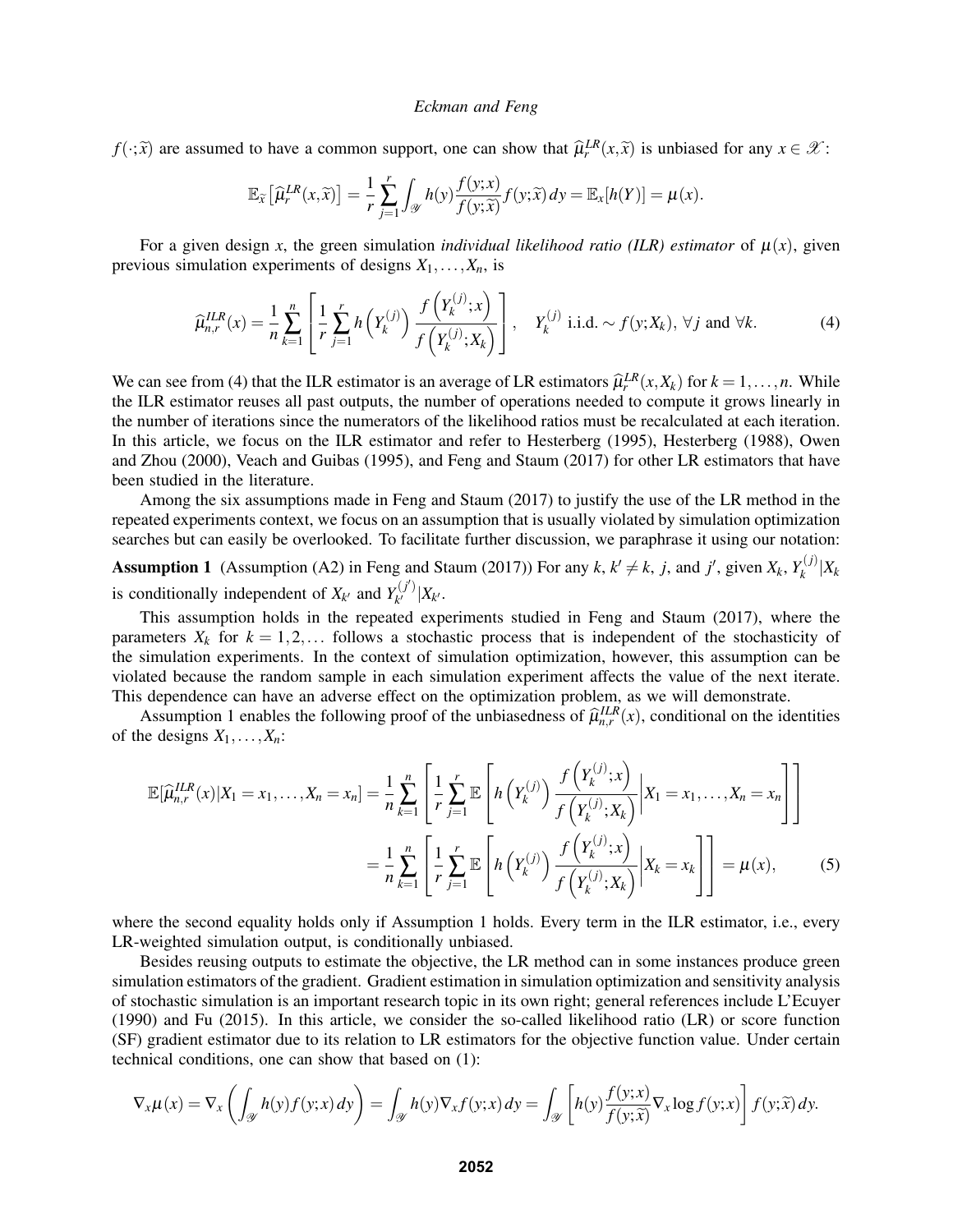$f(\cdot;\widetilde{x})$ are assumed to have a common support, one can show that $\widehat{\mu}_r^{LR}(x,\widetilde{x})$ is unbiased for any $x \in \mathscr{X}$:

$$\mathbb{E}_{\widetilde{x}}\left[\widehat{\mu}_r^{LR}(x,\widetilde{x})\right] = \frac{1}{r}\sum_{j=1}^{r}\int_{\mathscr{Y}} h(y)\frac{f(y;x)}{f(y;\widetilde{x})}f(y;\widetilde{x})\,dy = \mathbb{E}_x[h(Y)] = \mu(x).$$

For a given design $x$, the green simulation *individual likelihood ratio (ILR) estimator* of $\mu(x)$, given previous simulation experiments of designs $X_1,\ldots,X_n$, is

$$\widehat{\mu}_{n,r}^{ILR}(x) = \frac{1}{n}\sum_{k=1}^{n}\left[\frac{1}{r}\sum_{j=1}^{r} h\left(Y_k^{(j)}\right)\frac{f\left(Y_k^{(j)};x\right)}{f\left(Y_k^{(j)};X_k\right)}\right], \quad Y_k^{(j)} \text{ i.i.d.} \sim f(y;X_k),\ \forall j \text{ and } \forall k. \tag{4}$$

We can see from (4) that the ILR estimator is an average of LR estimators $\widehat{\mu}_r^{LR}(x,X_k)$ for $k=1,\ldots,n$. While the ILR estimator reuses all past outputs, the number of operations needed to compute it grows linearly in the number of iterations since the numerators of the likelihood ratios must be recalculated at each iteration. In this article, we focus on the ILR estimator and refer to Hesterberg (1995), Hesterberg (1988), Owen and Zhou (2000), Veach and Guibas (1995), and Feng and Staum (2017) for other LR estimators that have been studied in the literature.

Among the six assumptions made in Feng and Staum (2017) to justify the use of the LR method in the repeated experiments context, we focus on an assumption that is usually violated by simulation optimization searches but can easily be overlooked. To facilitate further discussion, we paraphrase it using our notation:

**Assumption 1** (Assumption (A2) in Feng and Staum (2017)) For any $k$, $k' \neq k$, $j$, and $j'$, given $X_k$, $Y_k^{(j)}|X_k$ is conditionally independent of $X_{k'}$ and $Y_{k'}^{(j')}|X_{k'}$.

This assumption holds in the repeated experiments studied in Feng and Staum (2017), where the parameters $X_k$ for $k=1,2,\ldots$ follows a stochastic process that is independent of the stochasticity of the simulation experiments. In the context of simulation optimization, however, this assumption can be violated because the random sample in each simulation experiment affects the value of the next iterate. This dependence can have an adverse effect on the optimization problem, as we will demonstrate.

Assumption 1 enables the following proof of the unbiasedness of $\widehat{\mu}_{n,r}^{ILR}(x)$, conditional on the identities of the designs $X_1,\ldots,X_n$:

$$\begin{aligned}
\mathbb{E}[\widehat{\mu}_{n,r}^{ILR}(x)|X_1=x_1,\ldots,X_n=x_n] &= \frac{1}{n}\sum_{k=1}^{n}\left[\frac{1}{r}\sum_{j=1}^{r}\mathbb{E}\left[h\left(Y_k^{(j)}\right)\frac{f\left(Y_k^{(j)};x\right)}{f\left(Y_k^{(j)};X_k\right)}\middle| X_1=x_1,\ldots,X_n=x_n\right]\right] \\
&= \frac{1}{n}\sum_{k=1}^{n}\left[\frac{1}{r}\sum_{j=1}^{r}\mathbb{E}\left[h\left(Y_k^{(j)}\right)\frac{f\left(Y_k^{(j)};x\right)}{f\left(Y_k^{(j)};X_k\right)}\middle| X_k=x_k\right]\right] = \mu(x),
\end{aligned} \tag{5}$$

where the second equality holds only if Assumption 1 holds. Every term in the ILR estimator, i.e., every LR-weighted simulation output, is conditionally unbiased.

Besides reusing outputs to estimate the objective, the LR method can in some instances produce green simulation estimators of the gradient. Gradient estimation in simulation optimization and sensitivity analysis of stochastic simulation is an important research topic in its own right; general references include L'Ecuyer (1990) and Fu (2015). In this article, we consider the so-called likelihood ratio (LR) or score function (SF) gradient estimator due to its relation to LR estimators for the objective function value. Under certain technical conditions, one can show that based on (1):

$$\nabla_x\mu(x) = \nabla_x\left(\int_{\mathscr{Y}} h(y)f(y;x)\,dy\right) = \int_{\mathscr{Y}} h(y)\nabla_x f(y;x)\,dy = \int_{\mathscr{Y}}\left[h(y)\frac{f(y;x)}{f(y;\widetilde{x})}\nabla_x \log f(y;x)\right]f(y;\widetilde{x})\,dy.$$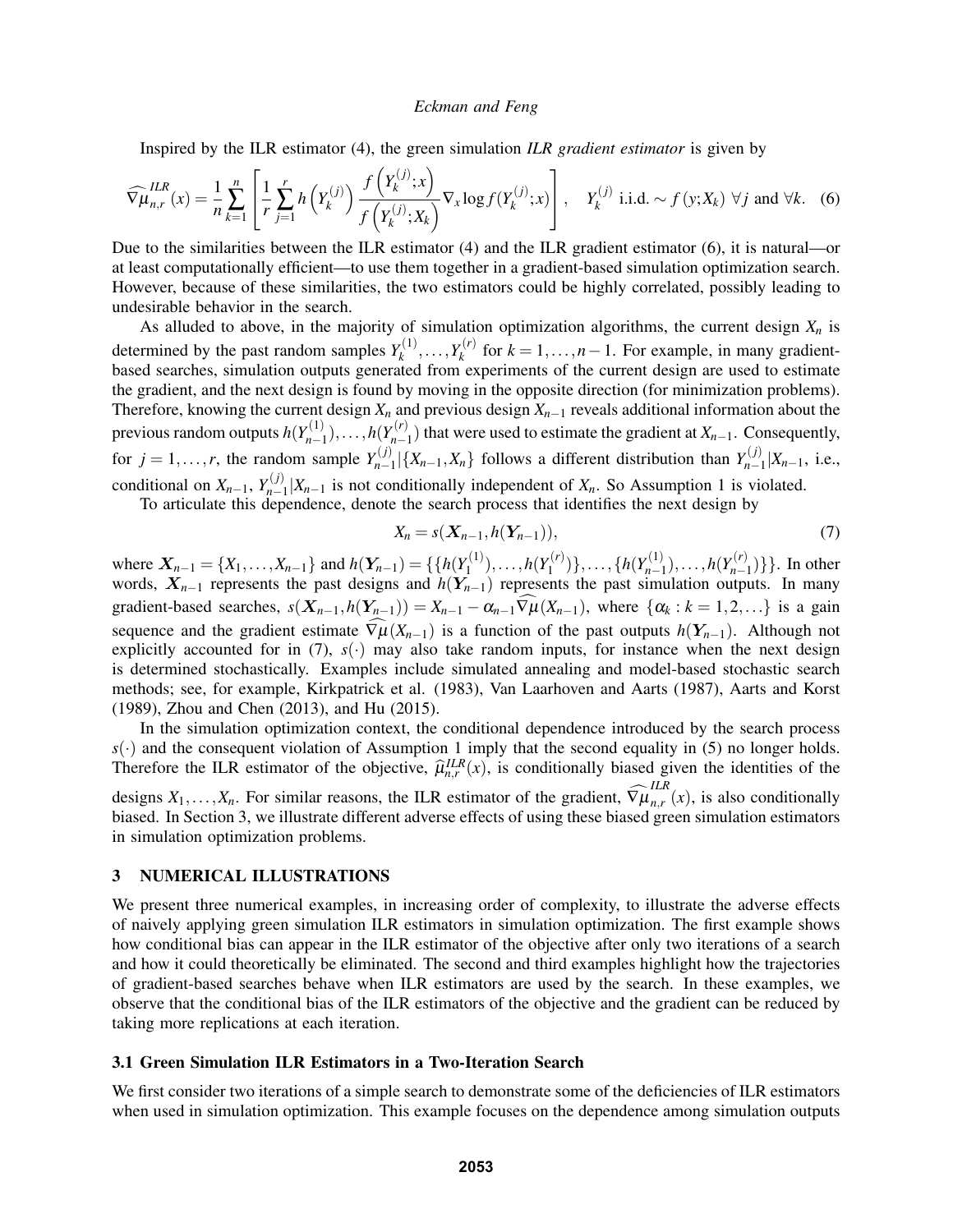Inspired by the ILR estimator (4), the green simulation *ILR gradient estimator* is given by

$$\widehat{\nabla\mu}_{n,r}^{ILR}(x) = \frac{1}{n}\sum_{k=1}^{n}\left[\frac{1}{r}\sum_{j=1}^{r} h\left(Y_k^{(j)}\right)\frac{f\left(Y_k^{(j)};x\right)}{f\left(Y_k^{(j)};X_k\right)}\nabla_x \log f(Y_k^{(j)};x)\right], \quad Y_k^{(j)} \text{ i.i.d.} \sim f(y;X_k) \ \forall j \text{ and } \forall k. \quad (6)$$

Due to the similarities between the ILR estimator (4) and the ILR gradient estimator (6), it is natural—or at least computationally efficient—to use them together in a gradient-based simulation optimization search. However, because of these similarities, the two estimators could be highly correlated, possibly leading to undesirable behavior in the search.

As alluded to above, in the majority of simulation optimization algorithms, the current design $X_n$ is determined by the past random samples $Y_k^{(1)},\ldots,Y_k^{(r)}$ for $k = 1,\ldots,n-1$. For example, in many gradient-based searches, simulation outputs generated from experiments of the current design are used to estimate the gradient, and the next design is found by moving in the opposite direction (for minimization problems). Therefore, knowing the current design $X_n$ and previous design $X_{n-1}$ reveals additional information about the previous random outputs $h(Y_{n-1}^{(1)}),\ldots,h(Y_{n-1}^{(r)})$ that were used to estimate the gradient at $X_{n-1}$. Consequently, for $j = 1,\ldots,r$, the random sample $Y_{n-1}^{(j)}|\{X_{n-1},X_n\}$ follows a different distribution than $Y_{n-1}^{(j)}|X_{n-1}$, i.e., conditional on $X_{n-1}$, $Y_{n-1}^{(j)}|X_{n-1}$ is not conditionally independent of $X_n$. So Assumption 1 is violated.

To articulate this dependence, denote the search process that identifies the next design by

$$X_n = s(\boldsymbol{X}_{n-1}, h(\boldsymbol{Y}_{n-1})), \quad (7)$$

where $\boldsymbol{X}_{n-1} = \{X_1,\ldots,X_{n-1}\}$ and $h(\boldsymbol{Y}_{n-1}) = \{\{h(Y_1^{(1)}),\ldots,h(Y_1^{(r)})\},\ldots,\{h(Y_{n-1}^{(1)}),\ldots,h(Y_{n-1}^{(r)})\}\}$. In other words, $\boldsymbol{X}_{n-1}$ represents the past designs and $h(\boldsymbol{Y}_{n-1})$ represents the past simulation outputs. In many gradient-based searches, $s(\boldsymbol{X}_{n-1},h(\boldsymbol{Y}_{n-1})) = X_{n-1} - \alpha_{n-1}\widehat{\nabla\mu}(X_{n-1})$, where $\{\alpha_k : k = 1,2,\ldots\}$ is a gain sequence and the gradient estimate $\widehat{\nabla\mu}(X_{n-1})$ is a function of the past outputs $h(\boldsymbol{Y}_{n-1})$. Although not explicitly accounted for in (7), $s(\cdot)$ may also take random inputs, for instance when the next design is determined stochastically. Examples include simulated annealing and model-based stochastic search methods; see, for example, Kirkpatrick et al. (1983), Van Laarhoven and Aarts (1987), Aarts and Korst (1989), Zhou and Chen (2013), and Hu (2015).

In the simulation optimization context, the conditional dependence introduced by the search process $s(\cdot)$ and the consequent violation of Assumption 1 imply that the second equality in (5) no longer holds. Therefore the ILR estimator of the objective, $\widehat{\mu}_{n,r}^{ILR}(x)$, is conditionally biased given the identities of the designs $X_1,\ldots,X_n$. For similar reasons, the ILR estimator of the gradient, $\widehat{\nabla\mu}_{n,r}^{ILR}(x)$, is also conditionally biased. In Section 3, we illustrate different adverse effects of using these biased green simulation estimators in simulation optimization problems.

## 3 NUMERICAL ILLUSTRATIONS

We present three numerical examples, in increasing order of complexity, to illustrate the adverse effects of naively applying green simulation ILR estimators in simulation optimization. The first example shows how conditional bias can appear in the ILR estimator of the objective after only two iterations of a search and how it could theoretically be eliminated. The second and third examples highlight how the trajectories of gradient-based searches behave when ILR estimators are used by the search. In these examples, we observe that the conditional bias of the ILR estimators of the objective and the gradient can be reduced by taking more replications at each iteration.

### 3.1 Green Simulation ILR Estimators in a Two-Iteration Search

We first consider two iterations of a simple search to demonstrate some of the deficiencies of ILR estimators when used in simulation optimization. This example focuses on the dependence among simulation outputs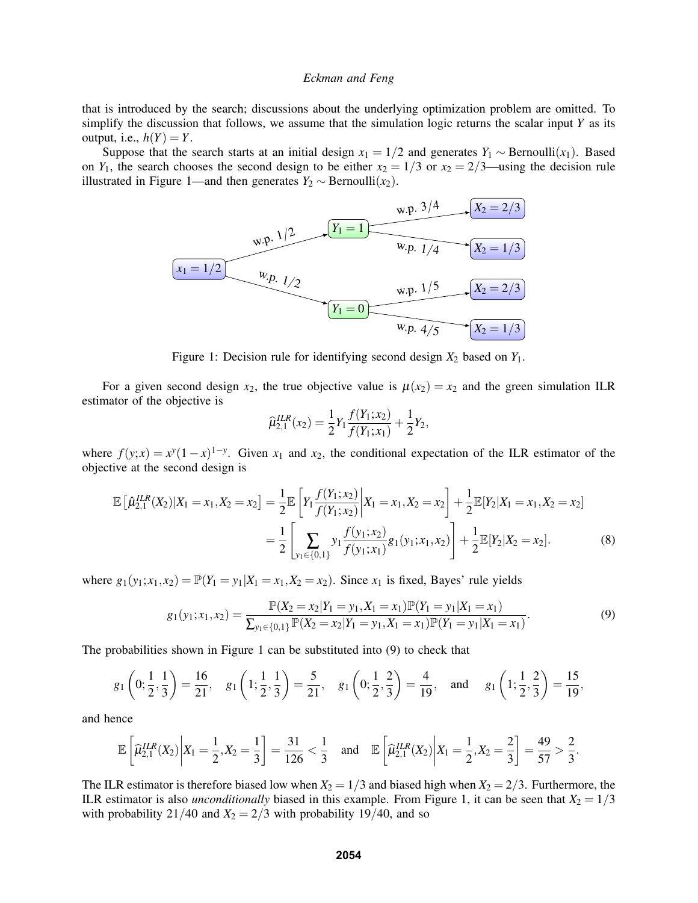that is introduced by the search; discussions about the underlying optimization problem are omitted. To simplify the discussion that follows, we assume that the simulation logic returns the scalar input $Y$ as its output, i.e., $h(Y) = Y$.

Suppose that the search starts at an initial design $x_1 = 1/2$ and generates $Y_1 \sim \text{Bernoulli}(x_1)$. Based on $Y_1$, the search chooses the second design to be either $x_2 = 1/3$ or $x_2 = 2/3$—using the decision rule illustrated in Figure 1—and then generates $Y_2 \sim \text{Bernoulli}(x_2)$.

Figure 1: Decision rule for identifying second design $X_2$ based on $Y_1$.

For a given second design $x_2$, the true objective value is $\mu(x_2) = x_2$ and the green simulation ILR estimator of the objective is

$$\widehat{\mu}_{2,1}^{ILR}(x_2) = \frac{1}{2} Y_1 \frac{f(Y_1; x_2)}{f(Y_1; x_1)} + \frac{1}{2} Y_2,$$

where $f(y;x) = x^y (1-x)^{1-y}$. Given $x_1$ and $x_2$, the conditional expectation of the ILR estimator of the objective at the second design is

$$\begin{aligned}
\mathbb{E}\left[\hat{\mu}_{2,1}^{ILR}(X_2) | X_1 = x_1, X_2 = x_2\right] &= \frac{1}{2} \mathbb{E}\left[ Y_1 \frac{f(Y_1; x_2)}{f(Y_1; x_2)} \middle| X_1 = x_1, X_2 = x_2 \right] + \frac{1}{2} \mathbb{E}[Y_2 | X_1 = x_1, X_2 = x_2] \\
&= \frac{1}{2} \left[ \sum_{y_1 \in \{0,1\}} y_1 \frac{f(y_1; x_2)}{f(y_1; x_1)} g_1(y_1; x_1, x_2) \right] + \frac{1}{2} \mathbb{E}[Y_2 | X_2 = x_2]. \qquad (8)
\end{aligned}$$

where $g_1(y_1; x_1, x_2) = \mathbb{P}(Y_1 = y_1 | X_1 = x_1, X_2 = x_2)$. Since $x_1$ is fixed, Bayes' rule yields

$$g_1(y_1; x_1, x_2) = \frac{\mathbb{P}(X_2 = x_2 | Y_1 = y_1, X_1 = x_1) \mathbb{P}(Y_1 = y_1 | X_1 = x_1)}{\sum_{y_1 \in \{0,1\}} \mathbb{P}(X_2 = x_2 | Y_1 = y_1, X_1 = x_1) \mathbb{P}(Y_1 = y_1 | X_1 = x_1)}. \qquad (9)$$

The probabilities shown in Figure 1 can be substituted into (9) to check that

$$g_1\left(0; \frac{1}{2}, \frac{1}{3}\right) = \frac{16}{21}, \quad g_1\left(1; \frac{1}{2}, \frac{1}{3}\right) = \frac{5}{21}, \quad g_1\left(0; \frac{1}{2}, \frac{2}{3}\right) = \frac{4}{19}, \quad \text{and} \quad g_1\left(1; \frac{1}{2}, \frac{2}{3}\right) = \frac{15}{19},$$

and hence

$$\mathbb{E}\left[\widehat{\mu}_{2,1}^{ILR}(X_2) \middle| X_1 = \frac{1}{2}, X_2 = \frac{1}{3}\right] = \frac{31}{126} < \frac{1}{3} \quad \text{and} \quad \mathbb{E}\left[\widehat{\mu}_{2,1}^{ILR}(X_2) \middle| X_1 = \frac{1}{2}, X_2 = \frac{2}{3}\right] = \frac{49}{57} > \frac{2}{3}.$$

The ILR estimator is therefore biased low when $X_2 = 1/3$ and biased high when $X_2 = 2/3$. Furthermore, the ILR estimator is also *unconditionally* biased in this example. From Figure 1, it can be seen that $X_2 = 1/3$ with probability $21/40$ and $X_2 = 2/3$ with probability $19/40$, and so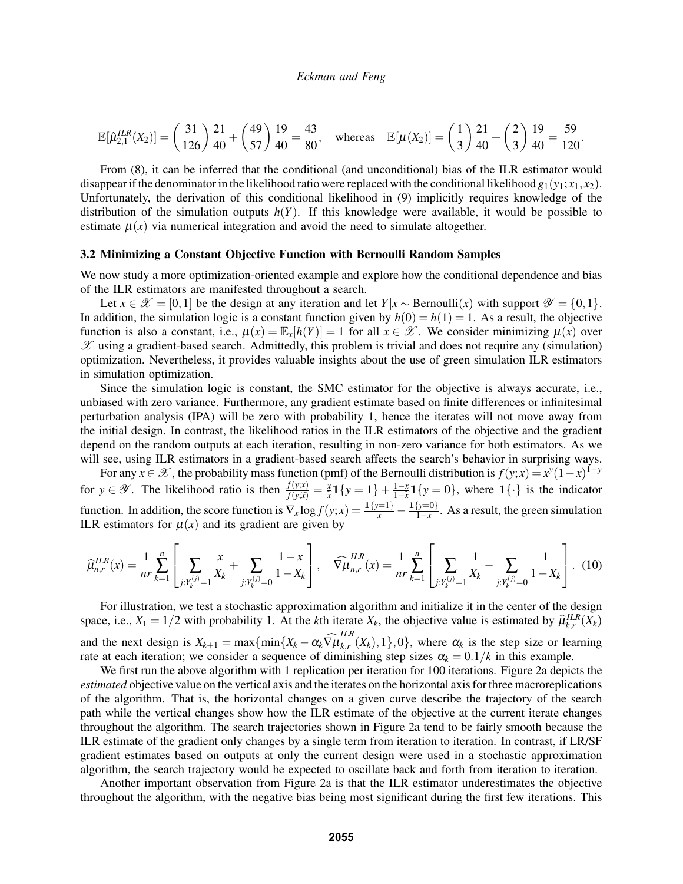$$\mathbb{E}[\hat{\mu}_{2,1}^{ILR}(X_2)] = \left(\frac{31}{126}\right)\frac{21}{40} + \left(\frac{49}{57}\right)\frac{19}{40} = \frac{43}{80}, \quad \text{whereas} \quad \mathbb{E}[\mu(X_2)] = \left(\frac{1}{3}\right)\frac{21}{40} + \left(\frac{2}{3}\right)\frac{19}{40} = \frac{59}{120}.$$

From (8), it can be inferred that the conditional (and unconditional) bias of the ILR estimator would disappear if the denominator in the likelihood ratio were replaced with the conditional likelihood $g_1(y_1; x_1, x_2)$. Unfortunately, the derivation of this conditional likelihood in (9) implicitly requires knowledge of the distribution of the simulation outputs $h(Y)$. If this knowledge were available, it would be possible to estimate $\mu(x)$ via numerical integration and avoid the need to simulate altogether.

### 3.2 Minimizing a Constant Objective Function with Bernoulli Random Samples

We now study a more optimization-oriented example and explore how the conditional dependence and bias of the ILR estimators are manifested throughout a search.

Let $x \in \mathscr{X} = [0,1]$ be the design at any iteration and let $Y|x \sim \text{Bernoulli}(x)$ with support $\mathscr{Y} = \{0,1\}$. In addition, the simulation logic is a constant function given by $h(0) = h(1) = 1$. As a result, the objective function is also a constant, i.e., $\mu(x) = \mathbb{E}_x[h(Y)] = 1$ for all $x \in \mathscr{X}$. We consider minimizing $\mu(x)$ over $\mathscr{X}$ using a gradient-based search. Admittedly, this problem is trivial and does not require any (simulation) optimization. Nevertheless, it provides valuable insights about the use of green simulation ILR estimators in simulation optimization.

Since the simulation logic is constant, the SMC estimator for the objective is always accurate, i.e., unbiased with zero variance. Furthermore, any gradient estimate based on finite differences or infinitesimal perturbation analysis (IPA) will be zero with probability 1, hence the iterates will not move away from the initial design. In contrast, the likelihood ratios in the ILR estimators of the objective and the gradient depend on the random outputs at each iteration, resulting in non-zero variance for both estimators. As we will see, using ILR estimators in a gradient-based search affects the search's behavior in surprising ways.

For any $x \in \mathscr{X}$, the probability mass function (pmf) of the Bernoulli distribution is $f(y;x) = x^y(1-x)^{1-y}$ for $y \in \mathscr{Y}$. The likelihood ratio is then $\frac{f(y;x)}{f(y;\tilde{x})} = \frac{x}{\tilde{x}}\mathbf{1}\{y=1\} + \frac{1-x}{1-\tilde{x}}\mathbf{1}\{y=0\}$, where $\mathbf{1}\{\cdot\}$ is the indicator function. In addition, the score function is $\nabla_x \log f(y;x) = \frac{\mathbf{1}\{y=1\}}{x} - \frac{\mathbf{1}\{y=0\}}{1-x}$. As a result, the green simulation ILR estimators for $\mu(x)$ and its gradient are given by

$$\widehat{\mu}_{n,r}^{ILR}(x) = \frac{1}{nr}\sum_{k=1}^{n}\left[\sum_{j:Y_k^{(j)}=1}\frac{x}{X_k} + \sum_{j:Y_k^{(j)}=0}\frac{1-x}{1-X_k}\right], \quad \widehat{\nabla\mu}_{n,r}^{ILR}(x) = \frac{1}{nr}\sum_{k=1}^{n}\left[\sum_{j:Y_k^{(j)}=1}\frac{1}{X_k} - \sum_{j:Y_k^{(j)}=0}\frac{1}{1-X_k}\right]. \quad (10)$$

For illustration, we test a stochastic approximation algorithm and initialize it in the center of the design space, i.e., $X_1 = 1/2$ with probability 1. At the $k$th iterate $X_k$, the objective value is estimated by $\widehat{\mu}_{k,r}^{ILR}(X_k)$ and the next design is $X_{k+1} = \max\{\min\{X_k - \alpha_k \widehat{\nabla\mu}_{k,r}^{ILR}(X_k), 1\}, 0\}$, where $\alpha_k$ is the step size or learning rate at each iteration; we consider a sequence of diminishing step sizes $\alpha_k = 0.1/k$ in this example.

We first run the above algorithm with 1 replication per iteration for 100 iterations. Figure 2a depicts the *estimated* objective value on the vertical axis and the iterates on the horizontal axis for three macroreplications of the algorithm. That is, the horizontal changes on a given curve describe the trajectory of the search path while the vertical changes show how the ILR estimate of the objective at the current iterate changes throughout the algorithm. The search trajectories shown in Figure 2a tend to be fairly smooth because the ILR estimate of the gradient only changes by a single term from iteration to iteration. In contrast, if LR/SF gradient estimates based on outputs at only the current design were used in a stochastic approximation algorithm, the search trajectory would be expected to oscillate back and forth from iteration to iteration.

Another important observation from Figure 2a is that the ILR estimator underestimates the objective throughout the algorithm, with the negative bias being most significant during the first few iterations. This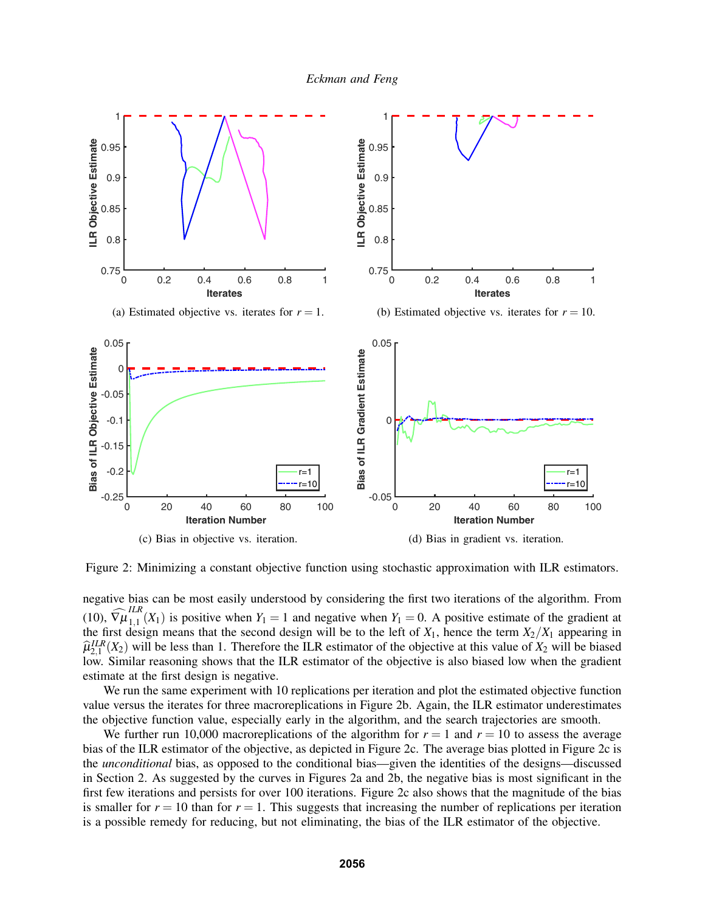(a) Estimated objective vs. iterates for $r = 1$.

(b) Estimated objective vs. iterates for $r = 10$.

(c) Bias in objective vs. iteration.

(d) Bias in gradient vs. iteration.

Figure 2: Minimizing a constant objective function using stochastic approximation with ILR estimators.

negative bias can be most easily understood by considering the first two iterations of the algorithm. From (10), $\widehat{\nabla\mu}_{1,1}^{ILR}(X_1)$ is positive when $Y_1 = 1$ and negative when $Y_1 = 0$. A positive estimate of the gradient at the first design means that the second design will be to the left of $X_1$, hence the term $X_2/X_1$ appearing in $\widehat{\mu}_{2,1}^{ILR}(X_2)$ will be less than 1. Therefore the ILR estimator of the objective at this value of $X_2$ will be biased low. Similar reasoning shows that the ILR estimator of the objective is also biased low when the gradient estimate at the first design is negative.

We run the same experiment with 10 replications per iteration and plot the estimated objective function value versus the iterates for three macroreplications in Figure 2b. Again, the ILR estimator underestimates the objective function value, especially early in the algorithm, and the search trajectories are smooth.

We further run 10,000 macroreplications of the algorithm for $r = 1$ and $r = 10$ to assess the average bias of the ILR estimator of the objective, as depicted in Figure 2c. The average bias plotted in Figure 2c is the *unconditional* bias, as opposed to the conditional bias—given the identities of the designs—discussed in Section 2. As suggested by the curves in Figures 2a and 2b, the negative bias is most significant in the first few iterations and persists for over 100 iterations. Figure 2c also shows that the magnitude of the bias is smaller for $r = 10$ than for $r = 1$. This suggests that increasing the number of replications per iteration is a possible remedy for reducing, but not eliminating, the bias of the ILR estimator of the objective.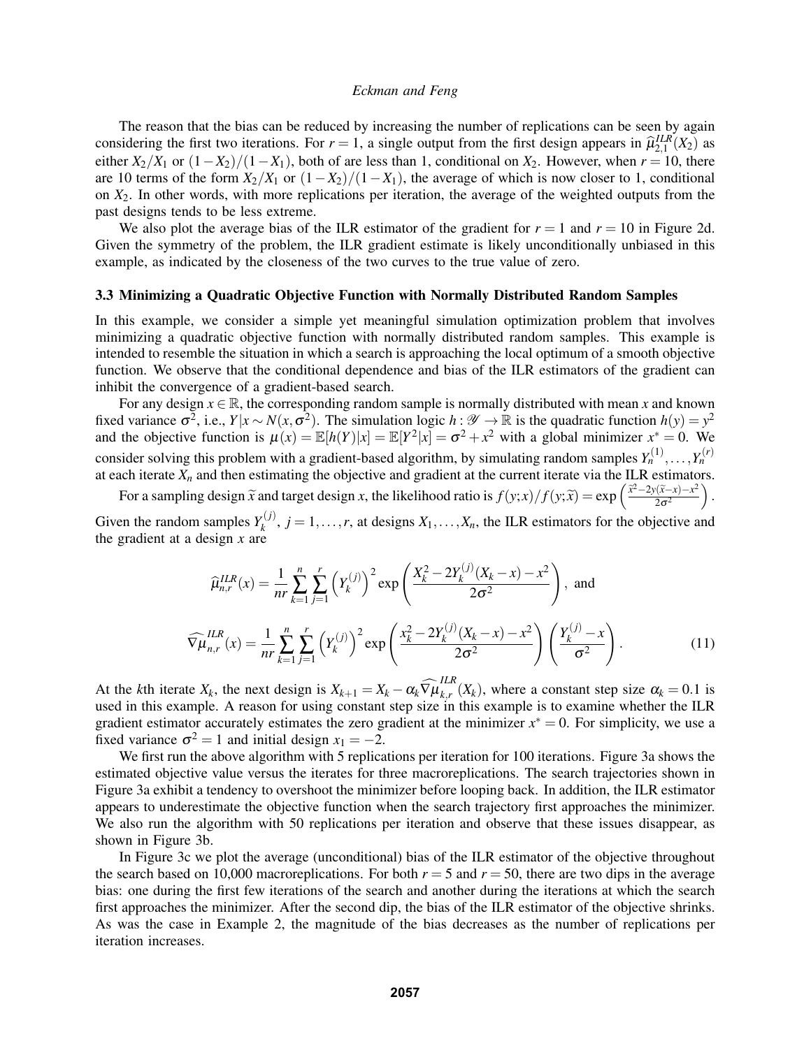The reason that the bias can be reduced by increasing the number of replications can be seen by again considering the first two iterations. For $r = 1$, a single output from the first design appears in $\widehat{\mu}^{ILR}_{2,1}(X_2)$ as either $X_2/X_1$ or $(1 - X_2)/(1 - X_1)$, both of are less than 1, conditional on $X_2$. However, when $r = 10$, there are 10 terms of the form $X_2/X_1$ or $(1 - X_2)/(1 - X_1)$, the average of which is now closer to 1, conditional on $X_2$. In other words, with more replications per iteration, the average of the weighted outputs from the past designs tends to be less extreme.

We also plot the average bias of the ILR estimator of the gradient for $r = 1$ and $r = 10$ in Figure 2d. Given the symmetry of the problem, the ILR gradient estimate is likely unconditionally unbiased in this example, as indicated by the closeness of the two curves to the true value of zero.

### 3.3 Minimizing a Quadratic Objective Function with Normally Distributed Random Samples

In this example, we consider a simple yet meaningful simulation optimization problem that involves minimizing a quadratic objective function with normally distributed random samples. This example is intended to resemble the situation in which a search is approaching the local optimum of a smooth objective function. We observe that the conditional dependence and bias of the ILR estimators of the gradient can inhibit the convergence of a gradient-based search.

For any design $x \in \mathbb{R}$, the corresponding random sample is normally distributed with mean $x$ and known fixed variance $\sigma^2$, i.e., $Y|x \sim N(x, \sigma^2)$. The simulation logic $h : \mathscr{Y} \to \mathbb{R}$ is the quadratic function $h(y) = y^2$ and the objective function is $\mu(x) = \mathbb{E}[h(Y)|x] = \mathbb{E}[Y^2|x] = \sigma^2 + x^2$ with a global minimizer $x^* = 0$. We consider solving this problem with a gradient-based algorithm, by simulating random samples $Y_n^{(1)}, \ldots, Y_n^{(r)}$ at each iterate $X_n$ and then estimating the objective and gradient at the current iterate via the ILR estimators.

For a sampling design $\widetilde{x}$ and target design $x$, the likelihood ratio is $f(y;x)/f(y;\widetilde{x}) = \exp\left(\frac{\widetilde{x}^2 - 2y(\widetilde{x} - x) - x^2}{2\sigma^2}\right)$. Given the random samples $Y_k^{(j)}$, $j = 1, \ldots, r$, at designs $X_1, \ldots, X_n$, the ILR estimators for the objective and the gradient at a design $x$ are

$$\widehat{\mu}^{ILR}_{n,r}(x) = \frac{1}{nr} \sum_{k=1}^{n} \sum_{j=1}^{r} \left(Y_k^{(j)}\right)^2 \exp\left(\frac{X_k^2 - 2Y_k^{(j)}(X_k - x) - x^2}{2\sigma^2}\right), \text{ and}$$

$$\widehat{\nabla\mu}^{ILR}_{n,r}(x) = \frac{1}{nr} \sum_{k=1}^{n} \sum_{j=1}^{r} \left(Y_k^{(j)}\right)^2 \exp\left(\frac{x_k^2 - 2Y_k^{(j)}(X_k - x) - x^2}{2\sigma^2}\right) \left(\frac{Y_k^{(j)} - x}{\sigma^2}\right). \tag{11}$$

At the $k$th iterate $X_k$, the next design is $X_{k+1} = X_k - \alpha_k \widehat{\nabla\mu}^{ILR}_{k,r}(X_k)$, where a constant step size $\alpha_k = 0.1$ is used in this example. A reason for using constant step size in this example is to examine whether the ILR gradient estimator accurately estimates the zero gradient at the minimizer $x^* = 0$. For simplicity, we use a fixed variance $\sigma^2 = 1$ and initial design $x_1 = -2$.

We first run the above algorithm with 5 replications per iteration for 100 iterations. Figure 3a shows the estimated objective value versus the iterates for three macroreplications. The search trajectories shown in Figure 3a exhibit a tendency to overshoot the minimizer before looping back. In addition, the ILR estimator appears to underestimate the objective function when the search trajectory first approaches the minimizer. We also run the algorithm with 50 replications per iteration and observe that these issues disappear, as shown in Figure 3b.

In Figure 3c we plot the average (unconditional) bias of the ILR estimator of the objective throughout the search based on 10,000 macroreplications. For both $r = 5$ and $r = 50$, there are two dips in the average bias: one during the first few iterations of the search and another during the iterations at which the search first approaches the minimizer. After the second dip, the bias of the ILR estimator of the objective shrinks. As was the case in Example 2, the magnitude of the bias decreases as the number of replications per iteration increases.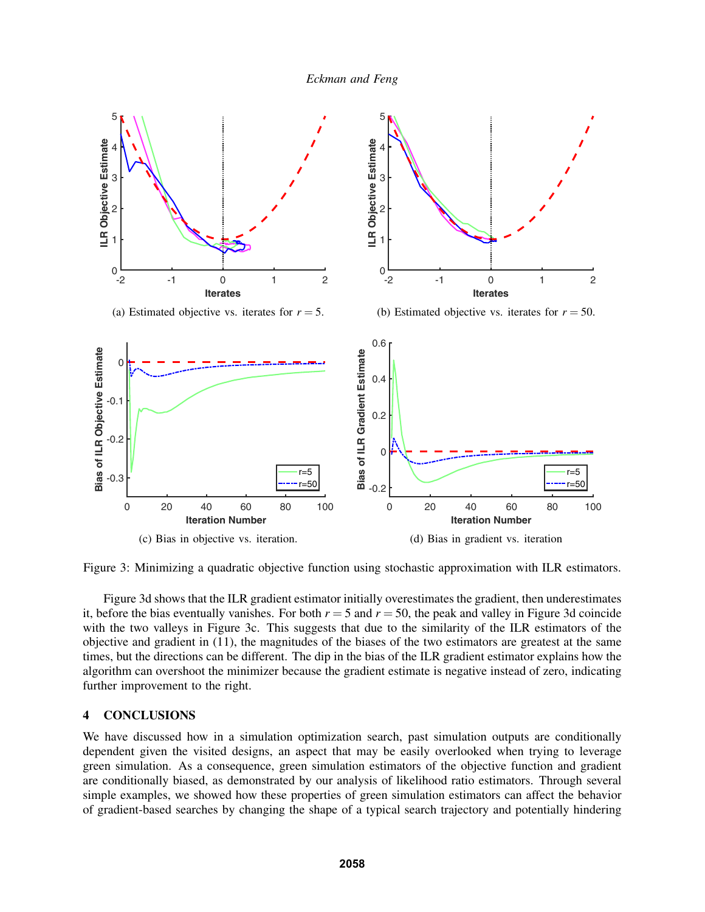(a) Estimated objective vs. iterates for $r = 5$.

(b) Estimated objective vs. iterates for $r = 50$.

(c) Bias in objective vs. iteration.

(d) Bias in gradient vs. iteration

Figure 3: Minimizing a quadratic objective function using stochastic approximation with ILR estimators.

Figure 3d shows that the ILR gradient estimator initially overestimates the gradient, then underestimates it, before the bias eventually vanishes. For both $r = 5$ and $r = 50$, the peak and valley in Figure 3d coincide with the two valleys in Figure 3c. This suggests that due to the similarity of the ILR estimators of the objective and gradient in (11), the magnitudes of the biases of the two estimators are greatest at the same times, but the directions can be different. The dip in the bias of the ILR gradient estimator explains how the algorithm can overshoot the minimizer because the gradient estimate is negative instead of zero, indicating further improvement to the right.

## 4 CONCLUSIONS

We have discussed how in a simulation optimization search, past simulation outputs are conditionally dependent given the visited designs, an aspect that may be easily overlooked when trying to leverage green simulation. As a consequence, green simulation estimators of the objective function and gradient are conditionally biased, as demonstrated by our analysis of likelihood ratio estimators. Through several simple examples, we showed how these properties of green simulation estimators can affect the behavior of gradient-based searches by changing the shape of a typical search trajectory and potentially hindering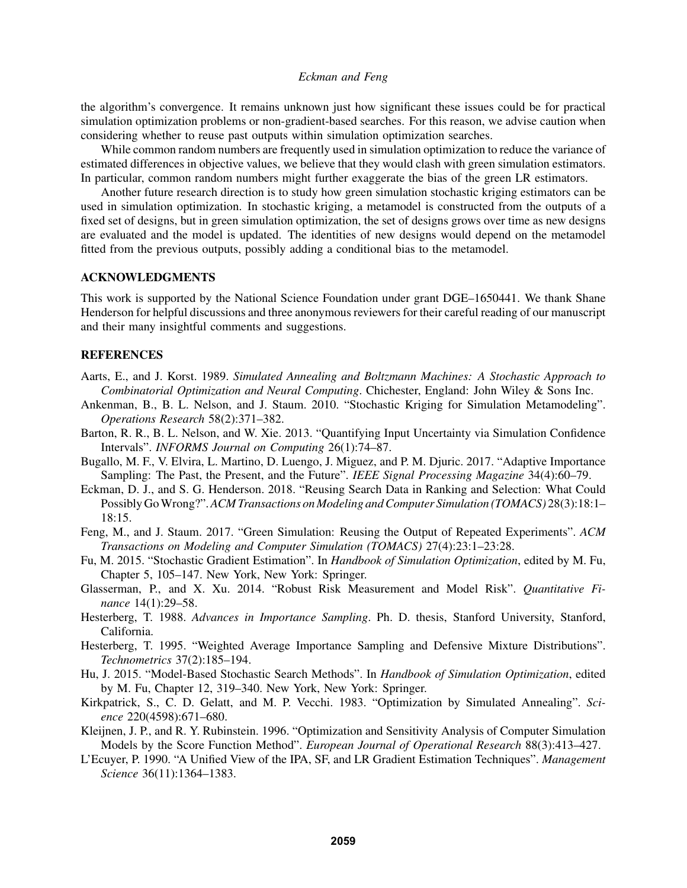the algorithm's convergence. It remains unknown just how significant these issues could be for practical simulation optimization problems or non-gradient-based searches. For this reason, we advise caution when considering whether to reuse past outputs within simulation optimization searches.

While common random numbers are frequently used in simulation optimization to reduce the variance of estimated differences in objective values, we believe that they would clash with green simulation estimators. In particular, common random numbers might further exaggerate the bias of the green LR estimators.

Another future research direction is to study how green simulation stochastic kriging estimators can be used in simulation optimization. In stochastic kriging, a metamodel is constructed from the outputs of a fixed set of designs, but in green simulation optimization, the set of designs grows over time as new designs are evaluated and the model is updated. The identities of new designs would depend on the metamodel fitted from the previous outputs, possibly adding a conditional bias to the metamodel.

## ACKNOWLEDGMENTS

This work is supported by the National Science Foundation under grant DGE–1650441. We thank Shane Henderson for helpful discussions and three anonymous reviewers for their careful reading of our manuscript and their many insightful comments and suggestions.

## REFERENCES

Aarts, E., and J. Korst. 1989. *Simulated Annealing and Boltzmann Machines: A Stochastic Approach to Combinatorial Optimization and Neural Computing*. Chichester, England: John Wiley & Sons Inc.

Ankenman, B., B. L. Nelson, and J. Staum. 2010. "Stochastic Kriging for Simulation Metamodeling". *Operations Research* 58(2):371–382.

Barton, R. R., B. L. Nelson, and W. Xie. 2013. "Quantifying Input Uncertainty via Simulation Confidence Intervals". *INFORMS Journal on Computing* 26(1):74–87.

Bugallo, M. F., V. Elvira, L. Martino, D. Luengo, J. Miguez, and P. M. Djuric. 2017. "Adaptive Importance Sampling: The Past, the Present, and the Future". *IEEE Signal Processing Magazine* 34(4):60–79.

Eckman, D. J., and S. G. Henderson. 2018. "Reusing Search Data in Ranking and Selection: What Could Possibly Go Wrong?". *ACM Transactions on Modeling and Computer Simulation (TOMACS)* 28(3):18:1–18:15.

Feng, M., and J. Staum. 2017. "Green Simulation: Reusing the Output of Repeated Experiments". *ACM Transactions on Modeling and Computer Simulation (TOMACS)* 27(4):23:1–23:28.

Fu, M. 2015. "Stochastic Gradient Estimation". In *Handbook of Simulation Optimization*, edited by M. Fu, Chapter 5, 105–147. New York, New York: Springer.

Glasserman, P., and X. Xu. 2014. "Robust Risk Measurement and Model Risk". *Quantitative Finance* 14(1):29–58.

Hesterberg, T. 1988. *Advances in Importance Sampling*. Ph. D. thesis, Stanford University, Stanford, California.

Hesterberg, T. 1995. "Weighted Average Importance Sampling and Defensive Mixture Distributions". *Technometrics* 37(2):185–194.

Hu, J. 2015. "Model-Based Stochastic Search Methods". In *Handbook of Simulation Optimization*, edited by M. Fu, Chapter 12, 319–340. New York, New York: Springer.

Kirkpatrick, S., C. D. Gelatt, and M. P. Vecchi. 1983. "Optimization by Simulated Annealing". *Science* 220(4598):671–680.

Kleijnen, J. P., and R. Y. Rubinstein. 1996. "Optimization and Sensitivity Analysis of Computer Simulation Models by the Score Function Method". *European Journal of Operational Research* 88(3):413–427.

L'Ecuyer, P. 1990. "A Unified View of the IPA, SF, and LR Gradient Estimation Techniques". *Management Science* 36(11):1364–1383.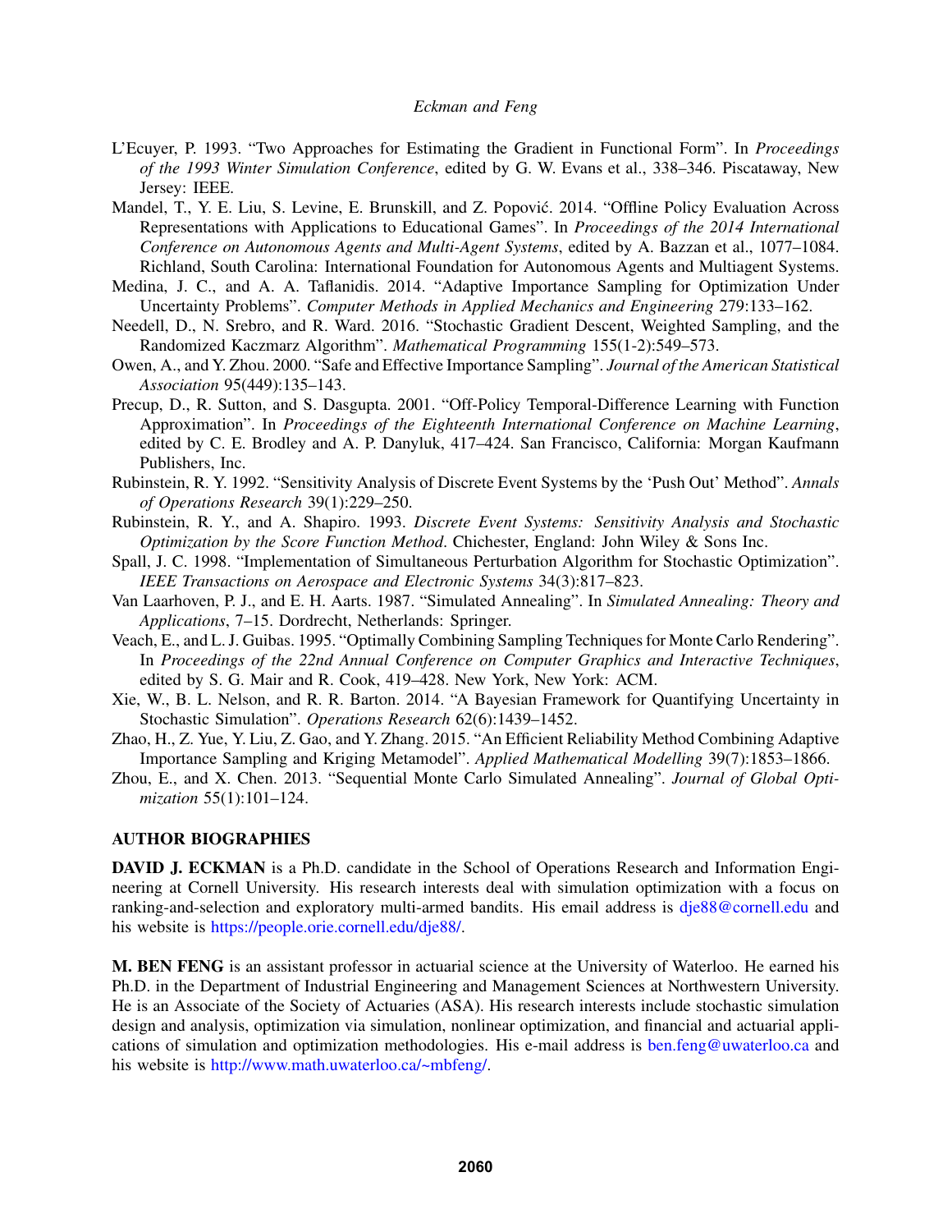L'Ecuyer, P. 1993. "Two Approaches for Estimating the Gradient in Functional Form". In *Proceedings of the 1993 Winter Simulation Conference*, edited by G. W. Evans et al., 338–346. Piscataway, New Jersey: IEEE.

Mandel, T., Y. E. Liu, S. Levine, E. Brunskill, and Z. Popović. 2014. "Offline Policy Evaluation Across Representations with Applications to Educational Games". In *Proceedings of the 2014 International Conference on Autonomous Agents and Multi-Agent Systems*, edited by A. Bazzan et al., 1077–1084. Richland, South Carolina: International Foundation for Autonomous Agents and Multiagent Systems.

Medina, J. C., and A. A. Taflanidis. 2014. "Adaptive Importance Sampling for Optimization Under Uncertainty Problems". *Computer Methods in Applied Mechanics and Engineering* 279:133–162.

Needell, D., N. Srebro, and R. Ward. 2016. "Stochastic Gradient Descent, Weighted Sampling, and the Randomized Kaczmarz Algorithm". *Mathematical Programming* 155(1-2):549–573.

Owen, A., and Y. Zhou. 2000. "Safe and Effective Importance Sampling". *Journal of the American Statistical Association* 95(449):135–143.

Precup, D., R. Sutton, and S. Dasgupta. 2001. "Off-Policy Temporal-Difference Learning with Function Approximation". In *Proceedings of the Eighteenth International Conference on Machine Learning*, edited by C. E. Brodley and A. P. Danyluk, 417–424. San Francisco, California: Morgan Kaufmann Publishers, Inc.

Rubinstein, R. Y. 1992. "Sensitivity Analysis of Discrete Event Systems by the 'Push Out' Method". *Annals of Operations Research* 39(1):229–250.

Rubinstein, R. Y., and A. Shapiro. 1993. *Discrete Event Systems: Sensitivity Analysis and Stochastic Optimization by the Score Function Method*. Chichester, England: John Wiley & Sons Inc.

Spall, J. C. 1998. "Implementation of Simultaneous Perturbation Algorithm for Stochastic Optimization". *IEEE Transactions on Aerospace and Electronic Systems* 34(3):817–823.

Van Laarhoven, P. J., and E. H. Aarts. 1987. "Simulated Annealing". In *Simulated Annealing: Theory and Applications*, 7–15. Dordrecht, Netherlands: Springer.

Veach, E., and L. J. Guibas. 1995. "Optimally Combining Sampling Techniques for Monte Carlo Rendering". In *Proceedings of the 22nd Annual Conference on Computer Graphics and Interactive Techniques*, edited by S. G. Mair and R. Cook, 419–428. New York, New York: ACM.

Xie, W., B. L. Nelson, and R. R. Barton. 2014. "A Bayesian Framework for Quantifying Uncertainty in Stochastic Simulation". *Operations Research* 62(6):1439–1452.

Zhao, H., Z. Yue, Y. Liu, Z. Gao, and Y. Zhang. 2015. "An Efficient Reliability Method Combining Adaptive Importance Sampling and Kriging Metamodel". *Applied Mathematical Modelling* 39(7):1853–1866.

Zhou, E., and X. Chen. 2013. "Sequential Monte Carlo Simulated Annealing". *Journal of Global Optimization* 55(1):101–124.

## AUTHOR BIOGRAPHIES

**DAVID J. ECKMAN** is a Ph.D. candidate in the School of Operations Research and Information Engineering at Cornell University. His research interests deal with simulation optimization with a focus on ranking-and-selection and exploratory multi-armed bandits. His email address is dje88@cornell.edu and his website is https://people.orie.cornell.edu/dje88/.

**M. BEN FENG** is an assistant professor in actuarial science at the University of Waterloo. He earned his Ph.D. in the Department of Industrial Engineering and Management Sciences at Northwestern University. He is an Associate of the Society of Actuaries (ASA). His research interests include stochastic simulation design and analysis, optimization via simulation, nonlinear optimization, and financial and actuarial applications of simulation and optimization methodologies. His e-mail address is ben.feng@uwaterloo.ca and his website is http://www.math.uwaterloo.ca/~mbfeng/.